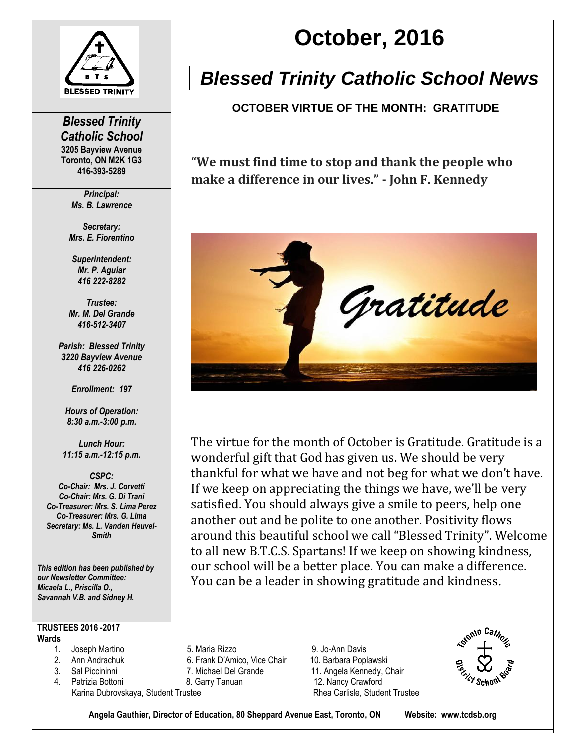# October, 2016

## *Blessed Trinity Catholic School News*

**OCTOBER VIRTUE OF THE MONTH: GRATITUDE**

**"We must find time to stop and thank the people who make a difference in our lives." - John F. Kennedy**

The virtue for the month of October is Gratitude. Gratitude is a wonderful gift that God has given us. We should be very thankful for what we have and not beg for what we don't have. If we keep on appreciating the things we have, we'll be very satisfied. You should always give a smile to peers, help one another out and be polite to one another. Positivity flows around this beautiful school we call "Blessed Trinity". Welcome to all new B.T.C.S. Spartans! If we keep on showing kindness, our school will be a better place. You can make a difference. You can be a leader in showing gratitude and kindness.

---

***Blessed Trinity Catholic School***
**3205 Bayview Avenue**
**Toronto, ON M2K 1G3**
**416-393-5289**

***Principal:***
***Ms. B. Lawrence***

***Secretary:***
***Mrs. E. Fiorentino***

***Superintendent:***
***Mr. P. Aguiar***
***416 222-8282***

***Trustee:***
***Mr. M. Del Grande***
***416-512-3407***

***Parish: Blessed Trinity***
***3220 Bayview Avenue***
***416 226-0262***

***Enrollment: 197***

***Hours of Operation:***
***8:30 a.m.-3:00 p.m.***

***Lunch Hour:***
***11:15 a.m.-12:15 p.m.***

***CSPC:***
***Co-Chair: Mrs. J. Corvetti***
***Co-Chair: Mrs. G. Di Trani***
***Co-Treasurer: Mrs. S. Lima Perez***
***Co-Treasurer: Mrs. G. Lima***
***Secretary: Ms. L. Vanden Heuvel-Smith***

***This edition has been published by our Newsletter Committee: Micaela L., Priscilla O., Savannah V.B. and Sidney H.***

---

**TRUSTEES 2016 -2017**
**Wards**

1. Joseph Martino
2. Ann Andrachuk
3. Sal Piccininni
4. Patrizia Bottoni
5. Maria Rizzo
6. Frank D'Amico, Vice Chair
7. Michael Del Grande
8. Garry Tanuan
9. Jo-Ann Davis
10. Barbara Poplawski
11. Angela Kennedy, Chair
12. Nancy Crawford

Karina Dubrovskaya, Student Trustee
Rhea Carlisle, Student Trustee

**Angela Gauthier, Director of Education, 80 Sheppard Avenue East, Toronto, ON Website: www.tcdsb.org**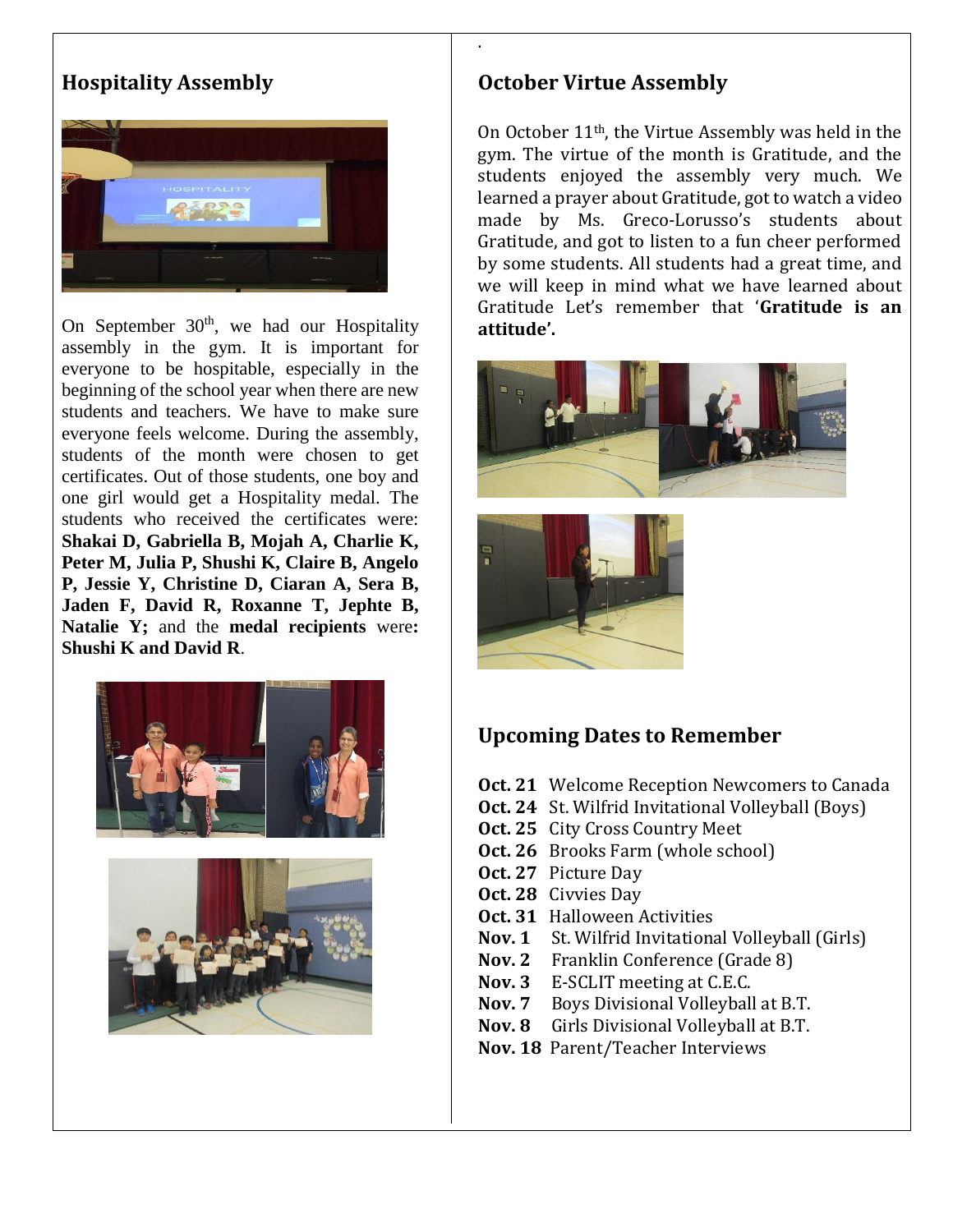## Hospitality Assembly

On September 30th, we had our Hospitality assembly in the gym. It is important for everyone to be hospitable, especially in the beginning of the school year when there are new students and teachers. We have to make sure everyone feels welcome. During the assembly, students of the month were chosen to get certificates. Out of those students, one boy and one girl would get a Hospitality medal. The students who received the certificates were: **Shakai D, Gabriella B, Mojah A, Charlie K, Peter M, Julia P, Shushi K, Claire B, Angelo P, Jessie Y, Christine D, Ciaran A, Sera B, Jaden F, David R, Roxanne T, Jephte B, Natalie Y;** and the **medal recipients** were**: Shushi K and David R**.

## October Virtue Assembly

On October 11th, the Virtue Assembly was held in the gym. The virtue of the month is Gratitude, and the students enjoyed the assembly very much. We learned a prayer about Gratitude, got to watch a video made by Ms. Greco-Lorusso's students about Gratitude, and got to listen to a fun cheer performed by some students. All students had a great time, and we will keep in mind what we have learned about Gratitude Let's remember that '**Gratitude is an attitude'.**

## Upcoming Dates to Remember

**Oct. 21** Welcome Reception Newcomers to Canada
**Oct. 24** St. Wilfrid Invitational Volleyball (Boys)
**Oct. 25** City Cross Country Meet
**Oct. 26** Brooks Farm (whole school)
**Oct. 27** Picture Day
**Oct. 28** Civvies Day
**Oct. 31** Halloween Activities
**Nov. 1** St. Wilfrid Invitational Volleyball (Girls)
**Nov. 2** Franklin Conference (Grade 8)
**Nov. 3** E-SCLIT meeting at C.E.C.
**Nov. 7** Boys Divisional Volleyball at B.T.
**Nov. 8** Girls Divisional Volleyball at B.T.
**Nov. 18** Parent/Teacher Interviews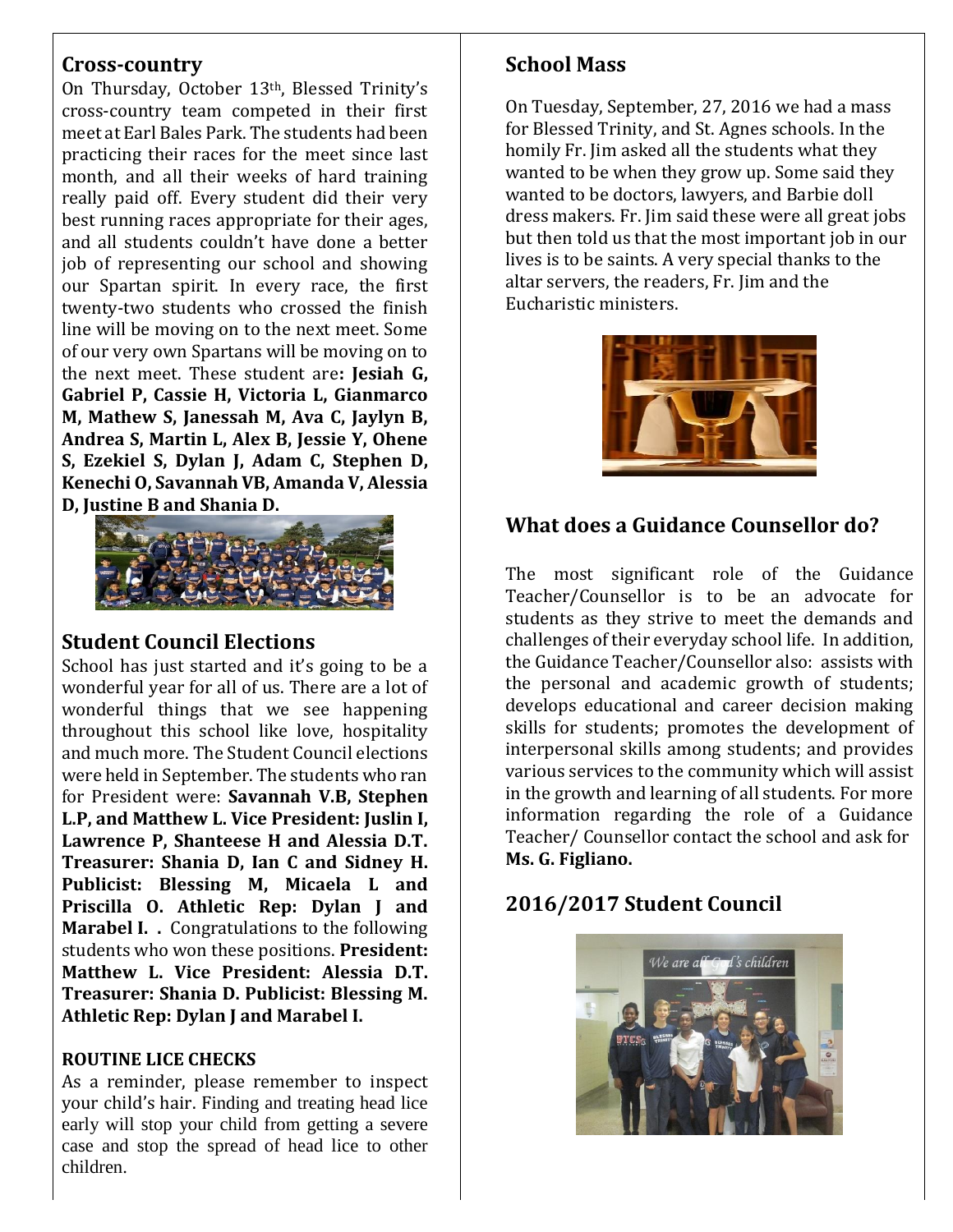## Cross-country

On Thursday, October 13th, Blessed Trinity's cross-country team competed in their first meet at Earl Bales Park. The students had been practicing their races for the meet since last month, and all their weeks of hard training really paid off. Every student did their very best running races appropriate for their ages, and all students couldn't have done a better job of representing our school and showing our Spartan spirit. In every race, the first twenty-two students who crossed the finish line will be moving on to the next meet. Some of our very own Spartans will be moving on to the next meet. These student are**: Jesiah G, Gabriel P, Cassie H, Victoria L, Gianmarco M, Mathew S, Janessah M, Ava C, Jaylyn B, Andrea S, Martin L, Alex B, Jessie Y, Ohene S, Ezekiel S, Dylan J, Adam C, Stephen D, Kenechi O, Savannah VB, Amanda V, Alessia D, Justine B and Shania D.**

## Student Council Elections

School has just started and it's going to be a wonderful year for all of us. There are a lot of wonderful things that we see happening throughout this school like love, hospitality and much more. The Student Council elections were held in September. The students who ran for President were: **Savannah V.B, Stephen L.P, and Matthew L. Vice President: Juslin I, Lawrence P, Shanteese H and Alessia D.T. Treasurer: Shania D, Ian C and Sidney H. Publicist: Blessing M, Micaela L and Priscilla O. Athletic Rep: Dylan J and Marabel I. .** Congratulations to the following students who won these positions. **President: Matthew L. Vice President: Alessia D.T. Treasurer: Shania D. Publicist: Blessing M. Athletic Rep: Dylan J and Marabel I.**

### ROUTINE LICE CHECKS

As a reminder, please remember to inspect your child's hair. Finding and treating head lice early will stop your child from getting a severe case and stop the spread of head lice to other children.

## School Mass

On Tuesday, September, 27, 2016 we had a mass for Blessed Trinity, and St. Agnes schools. In the homily Fr. Jim asked all the students what they wanted to be when they grow up. Some said they wanted to be doctors, lawyers, and Barbie doll dress makers. Fr. Jim said these were all great jobs but then told us that the most important job in our lives is to be saints. A very special thanks to the altar servers, the readers, Fr. Jim and the Eucharistic ministers.

## What does a Guidance Counsellor do?

The most significant role of the Guidance Teacher/Counsellor is to be an advocate for students as they strive to meet the demands and challenges of their everyday school life. In addition, the Guidance Teacher/Counsellor also: assists with the personal and academic growth of students; develops educational and career decision making skills for students; promotes the development of interpersonal skills among students; and provides various services to the community which will assist in the growth and learning of all students. For more information regarding the role of a Guidance Teacher/ Counsellor contact the school and ask for **Ms. G. Figliano.**

## 2016/2017 Student Council